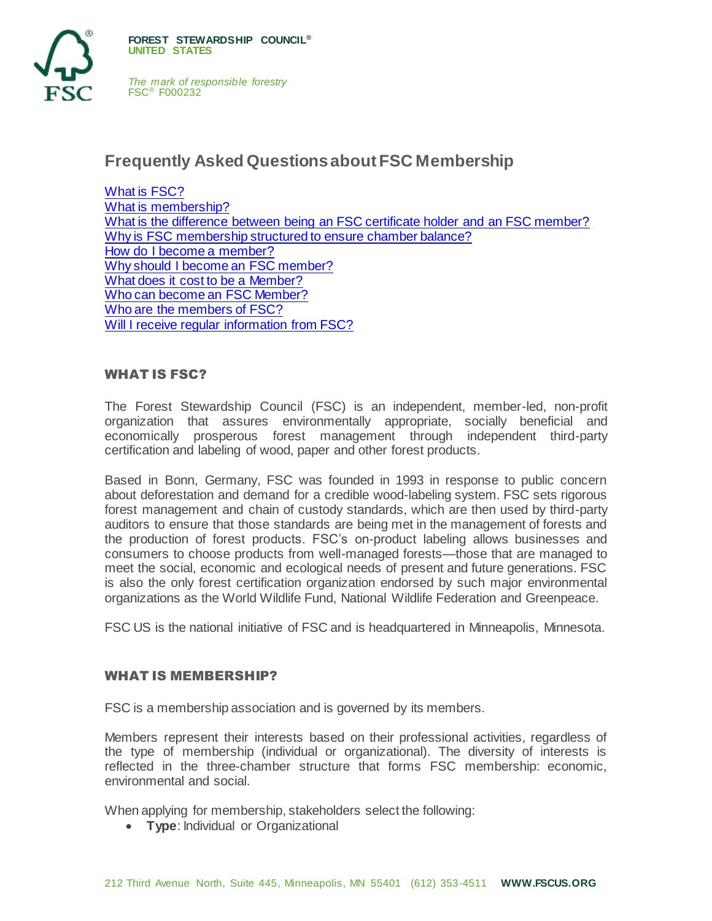**FOREST STEWARDSHIP COUNCIL®**
**UNITED STATES**

*The mark of responsible forestry*
FSC® F000232

# Frequently Asked Questions about FSC Membership

- What is FSC?
- What is membership?
- What is the difference between being an FSC certificate holder and an FSC member?
- Why is FSC membership structured to ensure chamber balance?
- How do I become a member?
- Why should I become an FSC member?
- What does it cost to be a Member?
- Who can become an FSC Member?
- Who are the members of FSC?
- Will I receive regular information from FSC?

## WHAT IS FSC?

The Forest Stewardship Council (FSC) is an independent, member-led, non-profit organization that assures environmentally appropriate, socially beneficial and economically prosperous forest management through independent third-party certification and labeling of wood, paper and other forest products.

Based in Bonn, Germany, FSC was founded in 1993 in response to public concern about deforestation and demand for a credible wood-labeling system. FSC sets rigorous forest management and chain of custody standards, which are then used by third-party auditors to ensure that those standards are being met in the management of forests and the production of forest products. FSC's on-product labeling allows businesses and consumers to choose products from well-managed forests—those that are managed to meet the social, economic and ecological needs of present and future generations. FSC is also the only forest certification organization endorsed by such major environmental organizations as the World Wildlife Fund, National Wildlife Federation and Greenpeace.

FSC US is the national initiative of FSC and is headquartered in Minneapolis, Minnesota.

## WHAT IS MEMBERSHIP?

FSC is a membership association and is governed by its members.

Members represent their interests based on their professional activities, regardless of the type of membership (individual or organizational). The diversity of interests is reflected in the three-chamber structure that forms FSC membership: economic, environmental and social.

When applying for membership, stakeholders select the following:

- **Type**: Individual or Organizational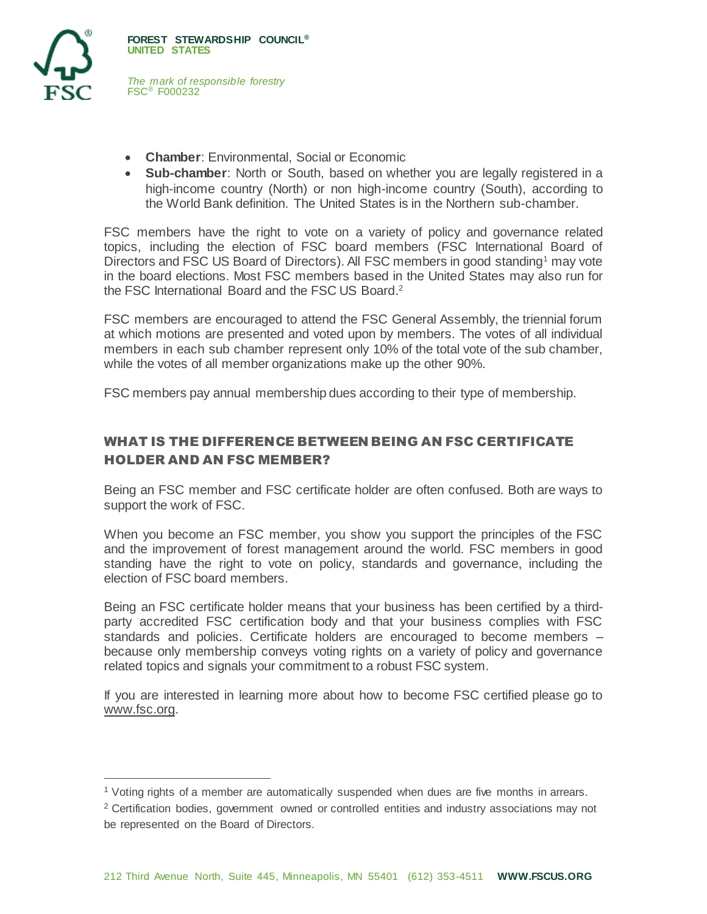- **Chamber**: Environmental, Social or Economic
- **Sub-chamber**: North or South, based on whether you are legally registered in a high-income country (North) or non high-income country (South), according to the World Bank definition. The United States is in the Northern sub-chamber.

FSC members have the right to vote on a variety of policy and governance related topics, including the election of FSC board members (FSC International Board of Directors and FSC US Board of Directors). All FSC members in good standing[1] may vote in the board elections. Most FSC members based in the United States may also run for the FSC International Board and the FSC US Board.[2]

FSC members are encouraged to attend the FSC General Assembly, the triennial forum at which motions are presented and voted upon by members. The votes of all individual members in each sub chamber represent only 10% of the total vote of the sub chamber, while the votes of all member organizations make up the other 90%.

FSC members pay annual membership dues according to their type of membership.

## WHAT IS THE DIFFERENCE BETWEEN BEING AN FSC CERTIFICATE HOLDER AND AN FSC MEMBER?

Being an FSC member and FSC certificate holder are often confused. Both are ways to support the work of FSC.

When you become an FSC member, you show you support the principles of the FSC and the improvement of forest management around the world. FSC members in good standing have the right to vote on policy, standards and governance, including the election of FSC board members.

Being an FSC certificate holder means that your business has been certified by a third-party accredited FSC certification body and that your business complies with FSC standards and policies. Certificate holders are encouraged to become members – because only membership conveys voting rights on a variety of policy and governance related topics and signals your commitment to a robust FSC system.

If you are interested in learning more about how to become FSC certified please go to www.fsc.org.

---

[1] Voting rights of a member are automatically suspended when dues are five months in arrears.

[2] Certification bodies, government owned or controlled entities and industry associations may not be represented on the Board of Directors.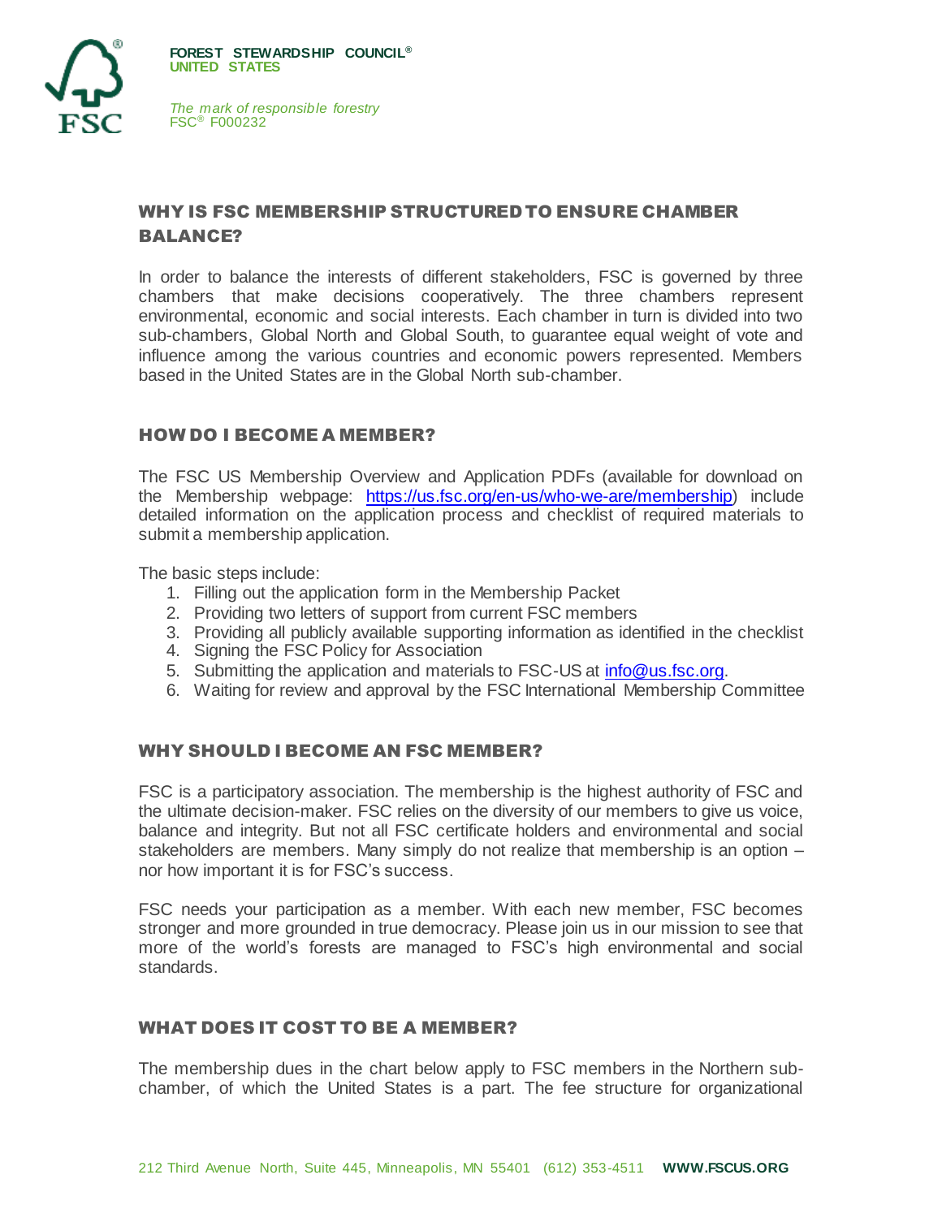## WHY IS FSC MEMBERSHIP STRUCTURED TO ENSURE CHAMBER BALANCE?

In order to balance the interests of different stakeholders, FSC is governed by three chambers that make decisions cooperatively. The three chambers represent environmental, economic and social interests. Each chamber in turn is divided into two sub-chambers, Global North and Global South, to guarantee equal weight of vote and influence among the various countries and economic powers represented. Members based in the United States are in the Global North sub-chamber.

## HOW DO I BECOME A MEMBER?

The FSC US Membership Overview and Application PDFs (available for download on the Membership webpage: https://us.fsc.org/en-us/who-we-are/membership) include detailed information on the application process and checklist of required materials to submit a membership application.

The basic steps include:

1. Filling out the application form in the Membership Packet
2. Providing two letters of support from current FSC members
3. Providing all publicly available supporting information as identified in the checklist
4. Signing the FSC Policy for Association
5. Submitting the application and materials to FSC-US at info@us.fsc.org.
6. Waiting for review and approval by the FSC International Membership Committee

## WHY SHOULD I BECOME AN FSC MEMBER?

FSC is a participatory association. The membership is the highest authority of FSC and the ultimate decision-maker. FSC relies on the diversity of our members to give us voice, balance and integrity. But not all FSC certificate holders and environmental and social stakeholders are members. Many simply do not realize that membership is an option – nor how important it is for FSC's success.

FSC needs your participation as a member. With each new member, FSC becomes stronger and more grounded in true democracy. Please join us in our mission to see that more of the world's forests are managed to FSC's high environmental and social standards.

## WHAT DOES IT COST TO BE A MEMBER?

The membership dues in the chart below apply to FSC members in the Northern sub-chamber, of which the United States is a part. The fee structure for organizational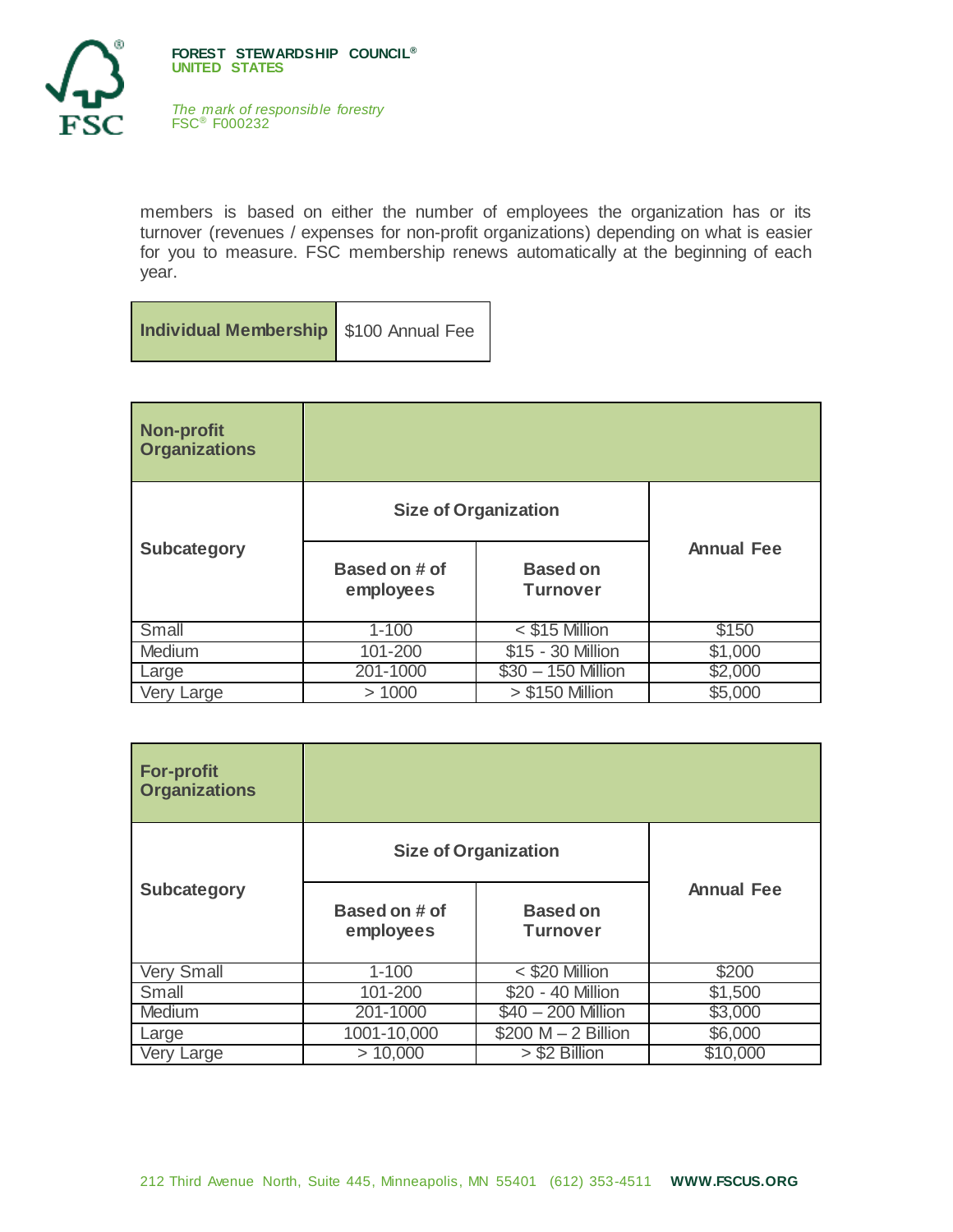members is based on either the number of employees the organization has or its turnover (revenues / expenses for non-profit organizations) depending on what is easier for you to measure. FSC membership renews automatically at the beginning of each year.

| **Individual Membership** | $100 Annual Fee |
|---|---|

| **Non-profit Organizations** | | | |
|---|---|---|---|
| **Subcategory** | **Size of Organization** | | **Annual Fee** |
| | **Based on # of employees** | **Based on Turnover** | |
| Small | 1-100 | < $15 Million | $150 |
| Medium | 101-200 | $15 - 30 Million | $1,000 |
| Large | 201-1000 | $30 – 150 Million | $2,000 |
| Very Large | > 1000 | > $150 Million | $5,000 |

| **For-profit Organizations** | | | |
|---|---|---|---|
| **Subcategory** | **Size of Organization** | | **Annual Fee** |
| | **Based on # of employees** | **Based on Turnover** | |
| Very Small | 1-100 | < $20 Million | $200 |
| Small | 101-200 | $20 - 40 Million | $1,500 |
| Medium | 201-1000 | $40 – 200 Million | $3,000 |
| Large | 1001-10,000 | $200 M – 2 Billion | $6,000 |
| Very Large | > 10,000 | > $2 Billion | $10,000 |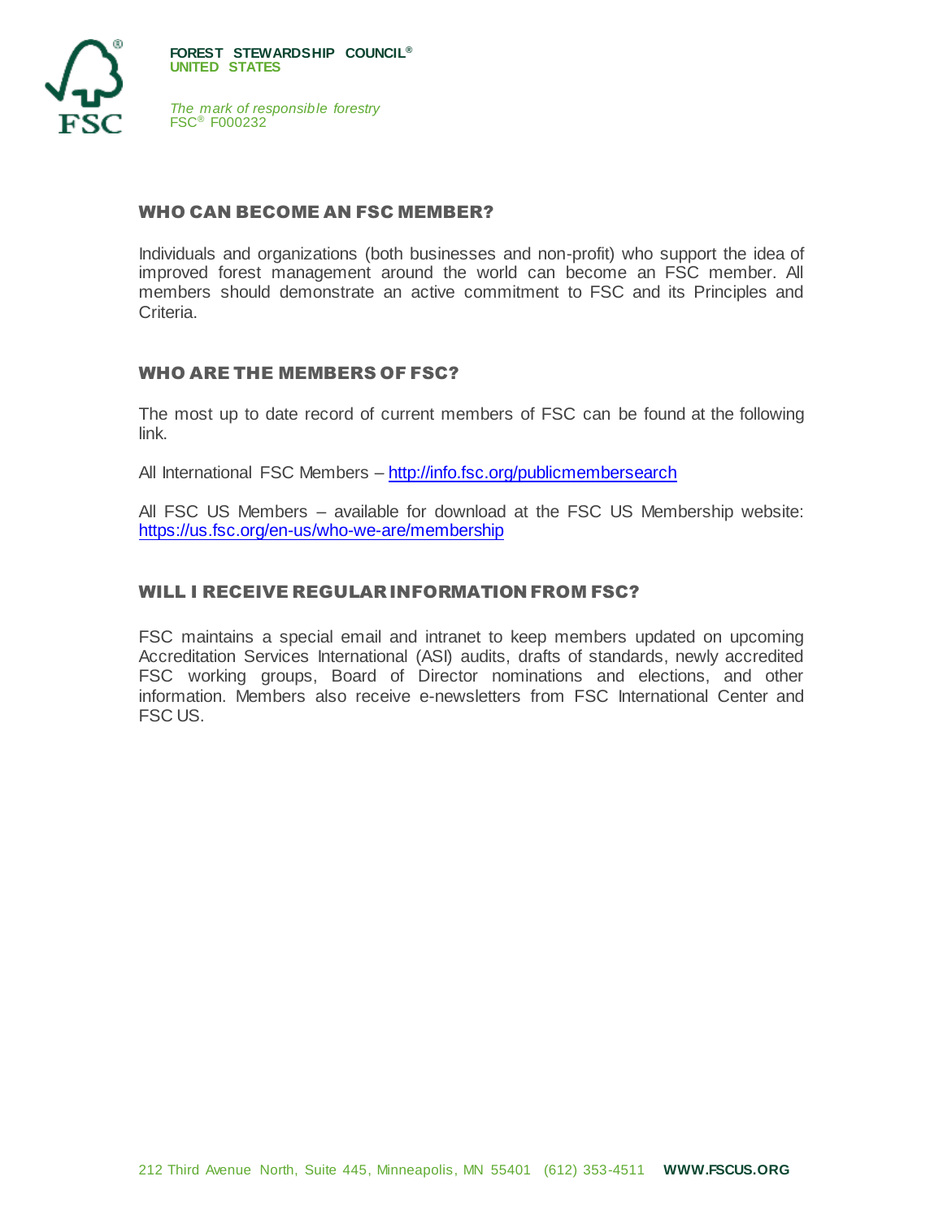## WHO CAN BECOME AN FSC MEMBER?

Individuals and organizations (both businesses and non-profit) who support the idea of improved forest management around the world can become an FSC member. All members should demonstrate an active commitment to FSC and its Principles and Criteria.

## WHO ARE THE MEMBERS OF FSC?

The most up to date record of current members of FSC can be found at the following link.

All International FSC Members – http://info.fsc.org/publicmembersearch

All FSC US Members – available for download at the FSC US Membership website: https://us.fsc.org/en-us/who-we-are/membership

## WILL I RECEIVE REGULAR INFORMATION FROM FSC?

FSC maintains a special email and intranet to keep members updated on upcoming Accreditation Services International (ASI) audits, drafts of standards, newly accredited FSC working groups, Board of Director nominations and elections, and other information. Members also receive e-newsletters from FSC International Center and FSC US.